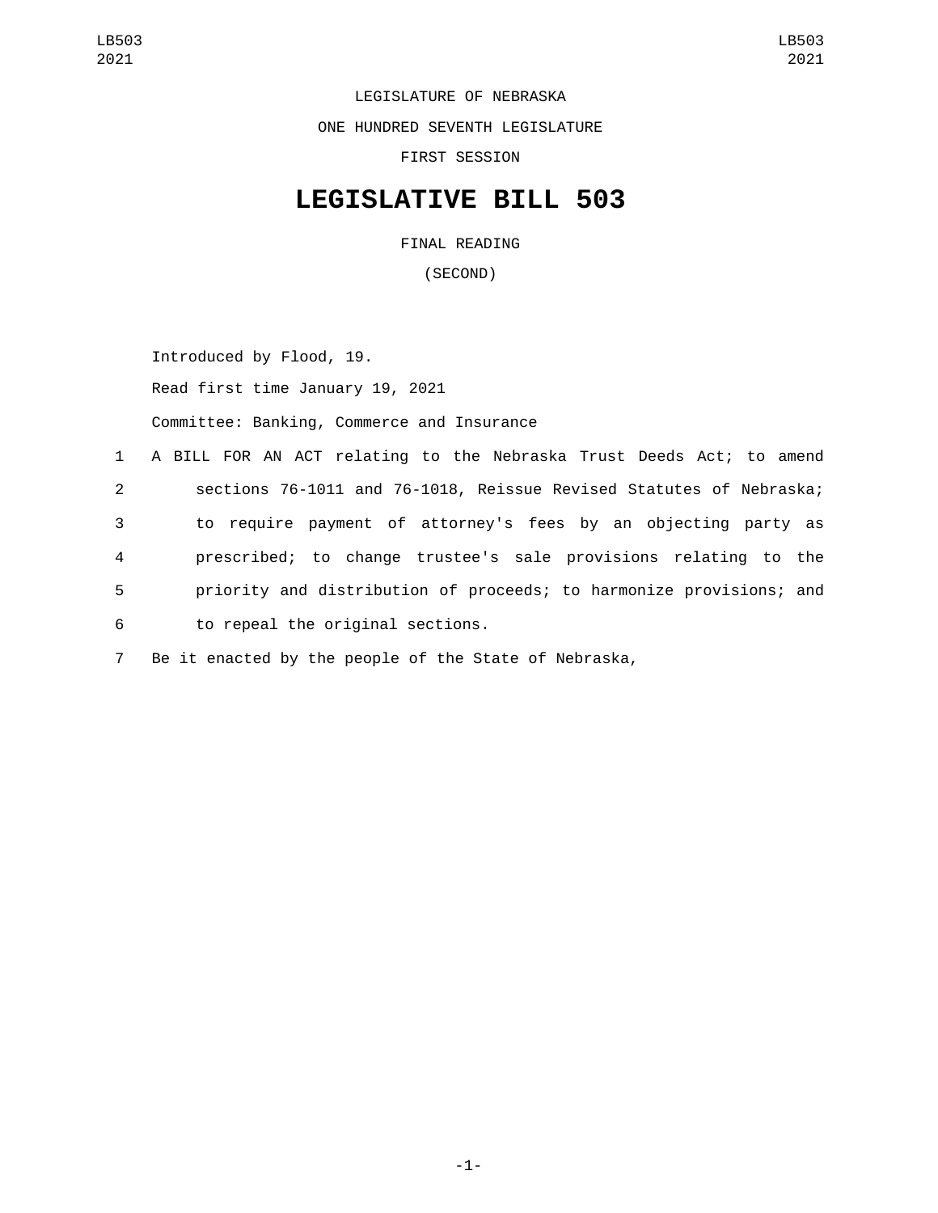LEGISLATURE OF NEBRASKA

ONE HUNDRED SEVENTH LEGISLATURE

FIRST SESSION

# LEGISLATIVE BILL 503

FINAL READING

(SECOND)

Introduced by Flood, 19.

Read first time January 19, 2021

Committee: Banking, Commerce and Insurance

A BILL FOR AN ACT relating to the Nebraska Trust Deeds Act; to amend sections 76-1011 and 76-1018, Reissue Revised Statutes of Nebraska; to require payment of attorney's fees by an objecting party as prescribed; to change trustee's sale provisions relating to the priority and distribution of proceeds; to harmonize provisions; and to repeal the original sections.

Be it enacted by the people of the State of Nebraska,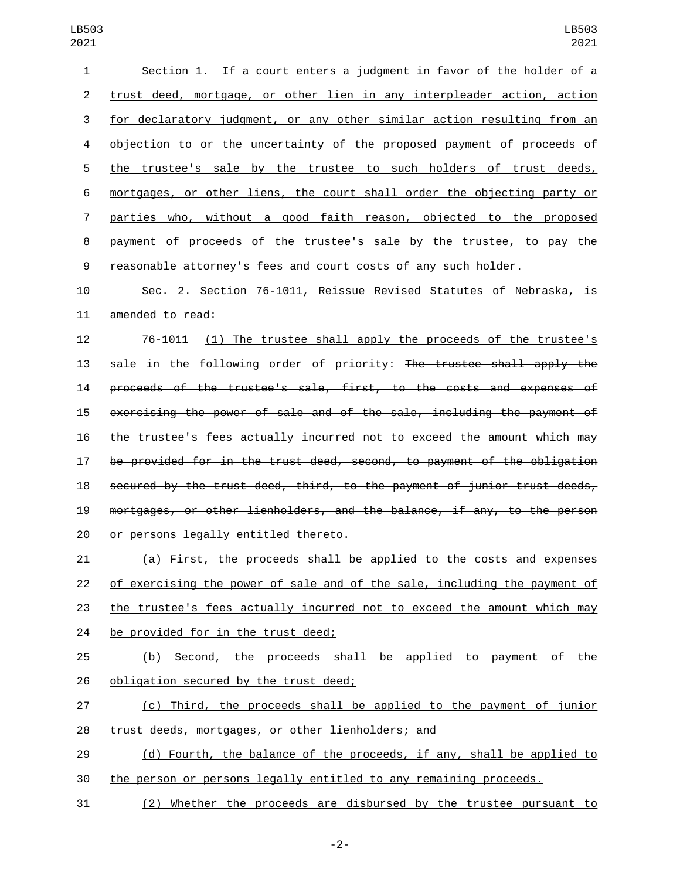Section 1. If a court enters a judgment in favor of the holder of a trust deed, mortgage, or other lien in any interpleader action, action for declaratory judgment, or any other similar action resulting from an objection to or the uncertainty of the proposed payment of proceeds of the trustee's sale by the trustee to such holders of trust deeds, mortgages, or other liens, the court shall order the objecting party or parties who, without a good faith reason, objected to the proposed payment of proceeds of the trustee's sale by the trustee, to pay the reasonable attorney's fees and court costs of any such holder.

Sec. 2. Section 76-1011, Reissue Revised Statutes of Nebraska, is amended to read:

76-1011 (1) The trustee shall apply the proceeds of the trustee's sale in the following order of priority: ~~The trustee shall apply the proceeds of the trustee's sale, first, to the costs and expenses of exercising the power of sale and of the sale, including the payment of the trustee's fees actually incurred not to exceed the amount which may be provided for in the trust deed, second, to payment of the obligation secured by the trust deed, third, to the payment of junior trust deeds, mortgages, or other lienholders, and the balance, if any, to the person or persons legally entitled thereto.~~

(a) First, the proceeds shall be applied to the costs and expenses of exercising the power of sale and of the sale, including the payment of the trustee's fees actually incurred not to exceed the amount which may be provided for in the trust deed;

(b) Second, the proceeds shall be applied to payment of the obligation secured by the trust deed;

(c) Third, the proceeds shall be applied to the payment of junior trust deeds, mortgages, or other lienholders; and

(d) Fourth, the balance of the proceeds, if any, shall be applied to the person or persons legally entitled to any remaining proceeds.

(2) Whether the proceeds are disbursed by the trustee pursuant to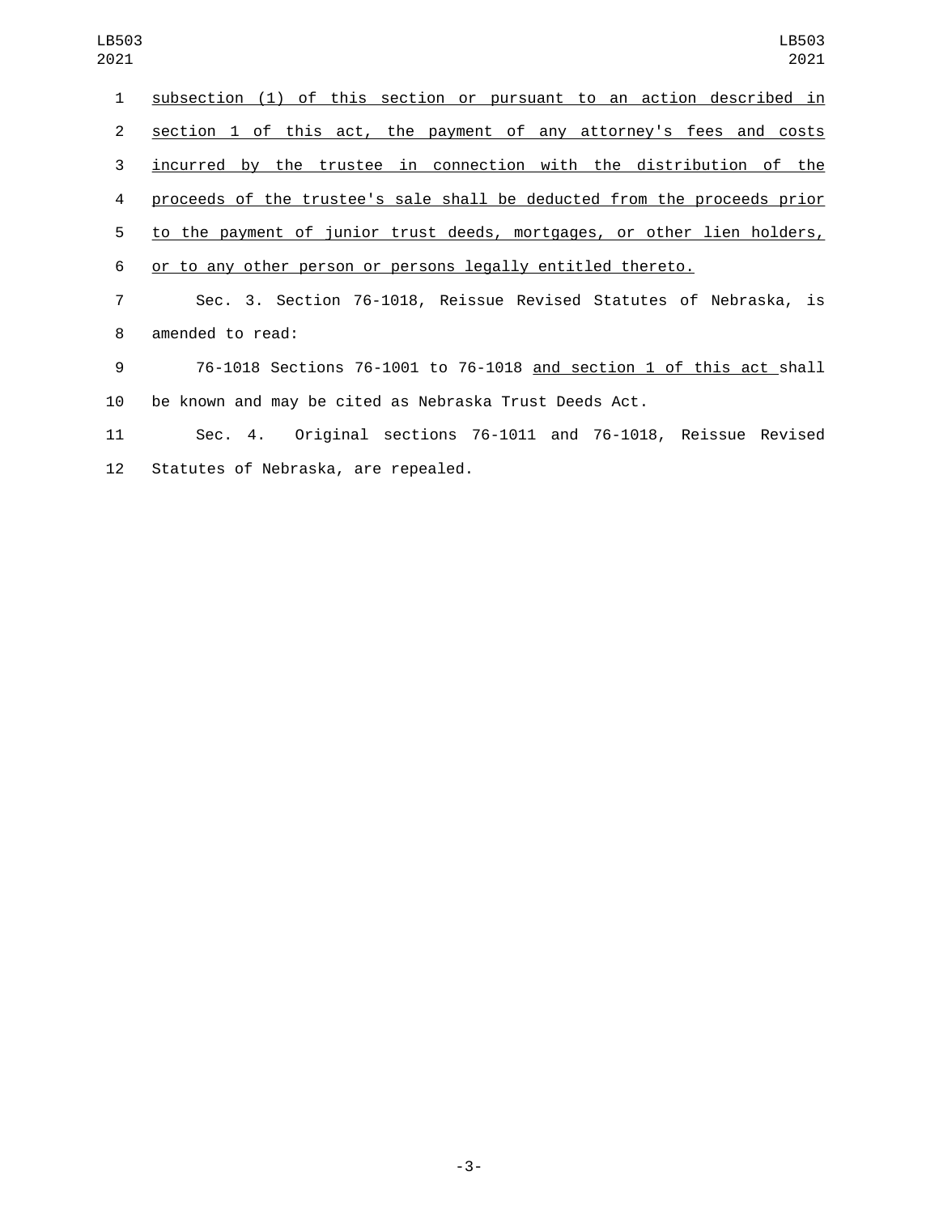subsection (1) of this section or pursuant to an action described in section 1 of this act, the payment of any attorney's fees and costs incurred by the trustee in connection with the distribution of the proceeds of the trustee's sale shall be deducted from the proceeds prior to the payment of junior trust deeds, mortgages, or other lien holders, or to any other person or persons legally entitled thereto.

Sec. 3. Section 76-1018, Reissue Revised Statutes of Nebraska, is amended to read:

76-1018 Sections 76-1001 to 76-1018 and section 1 of this act shall be known and may be cited as Nebraska Trust Deeds Act.

Sec. 4. Original sections 76-1011 and 76-1018, Reissue Revised Statutes of Nebraska, are repealed.